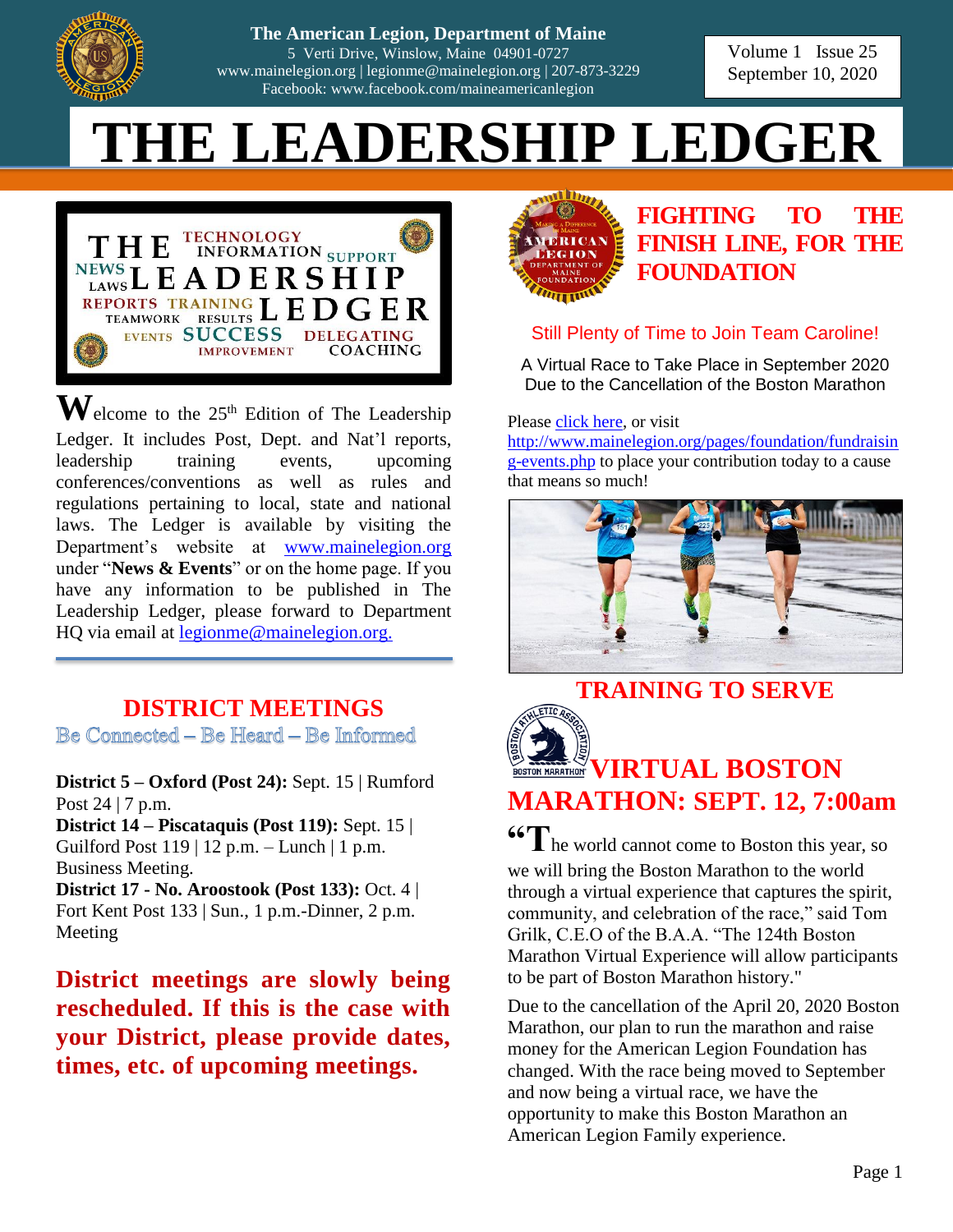The American Legion, Department of Maine
5 Verti Drive, Winslow, Maine 04901-0727
www.mainelegion.org | legionme@mainelegion.org | 207-873-3229
Facebook: www.facebook.com/maineamericanlegion

Volume 1 Issue 25
September 10, 2020

# THE LEADERSHIP LEDGER

Welcome to the 25th Edition of The Leadership Ledger. It includes Post, Dept. and Nat'l reports, leadership training events, upcoming conferences/conventions as well as rules and regulations pertaining to local, state and national laws. The Ledger is available by visiting the Department's website at [www.mainelegion.org](http://www.mainelegion.org) under "**News & Events**" or on the home page. If you have any information to be published in The Leadership Ledger, please forward to Department HQ via email at [legionme@mainelegion.org.](mailto:legionme@mainelegion.org)

## DISTRICT MEETINGS

Be Connected – Be Heard – Be Informed

**District 5 – Oxford (Post 24):** Sept. 15 | Rumford Post 24 | 7 p.m.
**District 14 – Piscataquis (Post 119):** Sept. 15 | Guilford Post 119 | 12 p.m. – Lunch | 1 p.m. Business Meeting.
**District 17 - No. Aroostook (Post 133):** Oct. 4 | Fort Kent Post 133 | Sun., 1 p.m.-Dinner, 2 p.m. Meeting

**District meetings are slowly being rescheduled. If this is the case with your District, please provide dates, times, etc. of upcoming meetings.**

## FIGHTING TO THE FINISH LINE, FOR THE FOUNDATION

Still Plenty of Time to Join Team Caroline!

A Virtual Race to Take Place in September 2020
Due to the Cancellation of the Boston Marathon

Please click here, or visit [http://www.mainelegion.org/pages/foundation/fundraising-events.php](http://www.mainelegion.org/pages/foundation/fundraising-events.php) to place your contribution today to a cause that means so much!

## TRAINING TO SERVE

## VIRTUAL BOSTON MARATHON: SEPT. 12, 7:00am

"The world cannot come to Boston this year, so we will bring the Boston Marathon to the world through a virtual experience that captures the spirit, community, and celebration of the race," said Tom Grilk, C.E.O of the B.A.A. "The 124th Boston Marathon Virtual Experience will allow participants to be part of Boston Marathon history."

Due to the cancellation of the April 20, 2020 Boston Marathon, our plan to run the marathon and raise money for the American Legion Foundation has changed. With the race being moved to September and now being a virtual race, we have the opportunity to make this Boston Marathon an American Legion Family experience.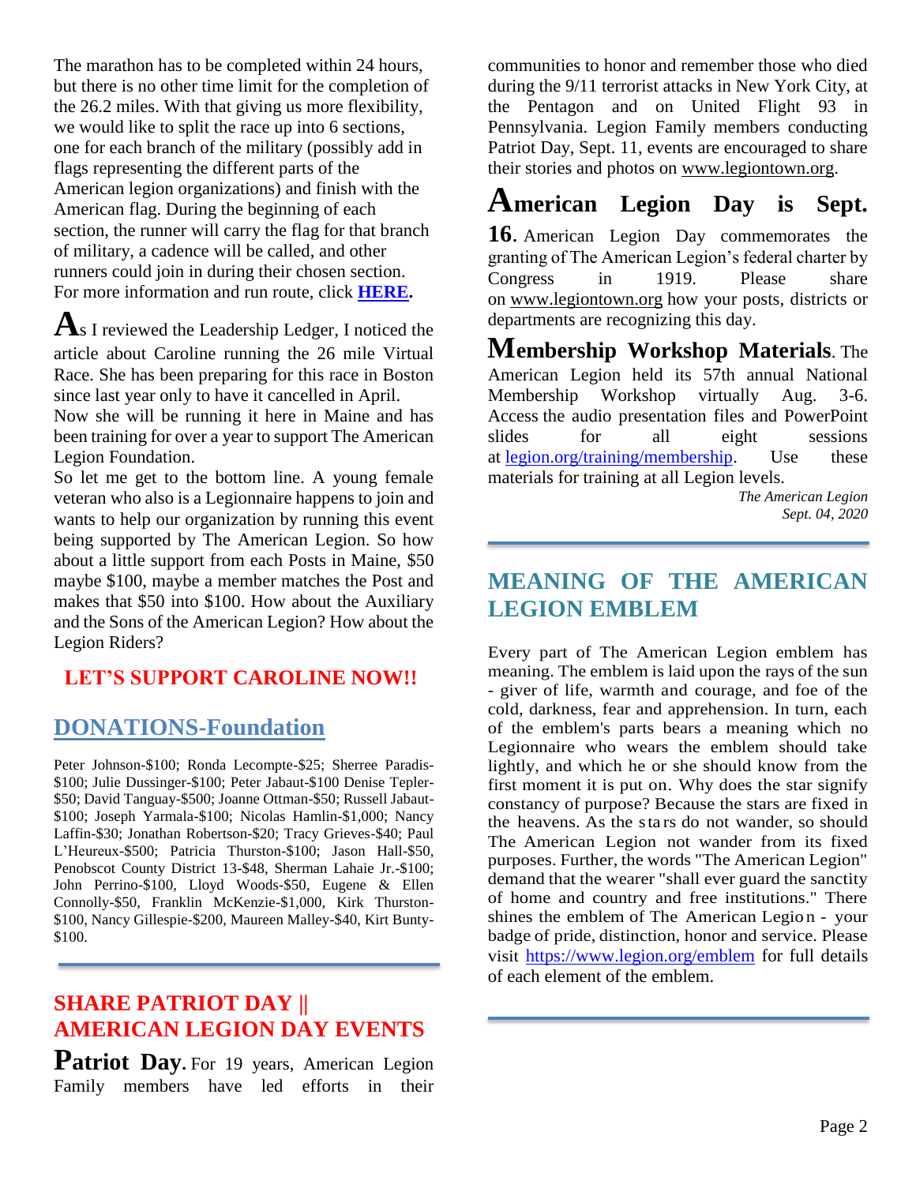The marathon has to be completed within 24 hours, but there is no other time limit for the completion of the 26.2 miles. With that giving us more flexibility, we would like to split the race up into 6 sections, one for each branch of the military (possibly add in flags representing the different parts of the American legion organizations) and finish with the American flag. During the beginning of each section, the runner will carry the flag for that branch of military, a cadence will be called, and other runners could join in during their chosen section. For more information and run route, click **HERE**.

**A**s I reviewed the Leadership Ledger, I noticed the article about Caroline running the 26 mile Virtual Race. She has been preparing for this race in Boston since last year only to have it cancelled in April.
Now she will be running it here in Maine and has been training for over a year to support The American Legion Foundation.
So let me get to the bottom line. A young female veteran who also is a Legionnaire happens to join and wants to help our organization by running this event being supported by The American Legion. So how about a little support from each Posts in Maine, $50 maybe $100, maybe a member matches the Post and makes that $50 into $100. How about the Auxiliary and the Sons of the American Legion? How about the Legion Riders?

**LET'S SUPPORT CAROLINE NOW!!**

## DONATIONS-Foundation

Peter Johnson-$100; Ronda Lecompte-$25; Sherree Paradis-$100; Julie Dussinger-$100; Peter Jabaut-$100 Denise Tepler-$50; David Tanguay-$500; Joanne Ottman-$50; Russell Jabaut-$100; Joseph Yarmala-$100; Nicolas Hamlin-$1,000; Nancy Laffin-$30; Jonathan Robertson-$20; Tracy Grieves-$40; Paul L'Heureux-$500; Patricia Thurston-$100; Jason Hall-$50, Penobscot County District 13-$48, Sherman Lahaie Jr.-$100; John Perrino-$100, Lloyd Woods-$50, Eugene & Ellen Connolly-$50, Franklin McKenzie-$1,000, Kirk Thurston-$100, Nancy Gillespie-$200, Maureen Malley-$40, Kirt Bunty-$100.

## SHARE PATRIOT DAY || AMERICAN LEGION DAY EVENTS

**Patriot Day.** For 19 years, American Legion Family members have led efforts in their communities to honor and remember those who died during the 9/11 terrorist attacks in New York City, at the Pentagon and on United Flight 93 in Pennsylvania. Legion Family members conducting Patriot Day, Sept. 11, events are encouraged to share their stories and photos on www.legiontown.org.

**American Legion Day is Sept. 16.** American Legion Day commemorates the granting of The American Legion's federal charter by Congress in 1919. Please share on www.legiontown.org how your posts, districts or departments are recognizing this day.

**Membership Workshop Materials.** The American Legion held its 57th annual National Membership Workshop virtually Aug. 3-6. Access the audio presentation files and PowerPoint slides for all eight sessions at legion.org/training/membership. Use these materials for training at all Legion levels.

*The American Legion*
*Sept. 04, 2020*

## MEANING OF THE AMERICAN LEGION EMBLEM

Every part of The American Legion emblem has meaning. The emblem is laid upon the rays of the sun - giver of life, warmth and courage, and foe of the cold, darkness, fear and apprehension. In turn, each of the emblem's parts bears a meaning which no Legionnaire who wears the emblem should take lightly, and which he or she should know from the first moment it is put on. Why does the star signify constancy of purpose? Because the stars are fixed in the heavens. As the stars do not wander, so should The American Legion not wander from its fixed purposes. Further, the words "The American Legion" demand that the wearer "shall ever guard the sanctity of home and country and free institutions." There shines the emblem of The American Legion - your badge of pride, distinction, honor and service. Please visit https://www.legion.org/emblem for full details of each element of the emblem.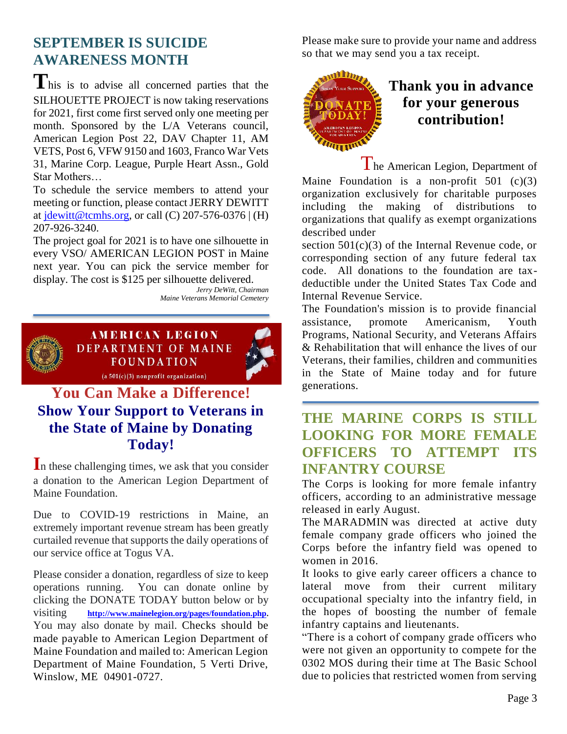## SEPTEMBER IS SUICIDE AWARENESS MONTH

This is to advise all concerned parties that the SILHOUETTE PROJECT is now taking reservations for 2021, first come first served only one meeting per month. Sponsored by the L/A Veterans council, American Legion Post 22, DAV Chapter 11, AM VETS, Post 6, VFW 9150 and 1603, Franco War Vets 31, Marine Corp. League, Purple Heart Assn., Gold Star Mothers…

To schedule the service members to attend your meeting or function, please contact JERRY DEWITT at jdewitt@tcmhs.org, or call (C) 207-576-0376 | (H) 207-926-3240.

The project goal for 2021 is to have one silhouette in every VSO/ AMERICAN LEGION POST in Maine next year. You can pick the service member for display. The cost is $125 per silhouette delivered.

*Jerry DeWitt, Chairman*
*Maine Veterans Memorial Cemetery*

---

**AMERICAN LEGION DEPARTMENT OF MAINE FOUNDATION**
(a 501(c)(3) nonprofit organization)

## You Can Make a Difference!

## Show Your Support to Veterans in the State of Maine by Donating Today!

In these challenging times, we ask that you consider a donation to the American Legion Department of Maine Foundation.

Due to COVID-19 restrictions in Maine, an extremely important revenue stream has been greatly curtailed revenue that supports the daily operations of our service office at Togus VA.

Please consider a donation, regardless of size to keep operations running. You can donate online by clicking the DONATE TODAY button below or by visiting **http://www.mainelegion.org/pages/foundation.php**. You may also donate by mail. Checks should be made payable to American Legion Department of Maine Foundation and mailed to: American Legion Department of Maine Foundation, 5 Verti Drive, Winslow, ME 04901-0727.

Please make sure to provide your name and address so that we may send you a tax receipt.

**Thank you in advance for your generous contribution!**

The American Legion, Department of Maine Foundation is a non-profit 501 (c)(3) organization exclusively for charitable purposes including the making of distributions to organizations that qualify as exempt organizations described under section 501(c)(3) of the Internal Revenue code, or corresponding section of any future federal tax code. All donations to the foundation are tax-deductible under the United States Tax Code and Internal Revenue Service.

The Foundation's mission is to provide financial assistance, promote Americanism, Youth Programs, National Security, and Veterans Affairs & Rehabilitation that will enhance the lives of our Veterans, their families, children and communities in the State of Maine today and for future generations.

---

## THE MARINE CORPS IS STILL LOOKING FOR MORE FEMALE OFFICERS TO ATTEMPT ITS INFANTRY COURSE

The Corps is looking for more female infantry officers, according to an administrative message released in early August.

The MARADMIN was directed at active duty female company grade officers who joined the Corps before the infantry field was opened to women in 2016.

It looks to give early career officers a chance to lateral move from their current military occupational specialty into the infantry field, in the hopes of boosting the number of female infantry captains and lieutenants.

"There is a cohort of company grade officers who were not given an opportunity to compete for the 0302 MOS during their time at The Basic School due to policies that restricted women from serving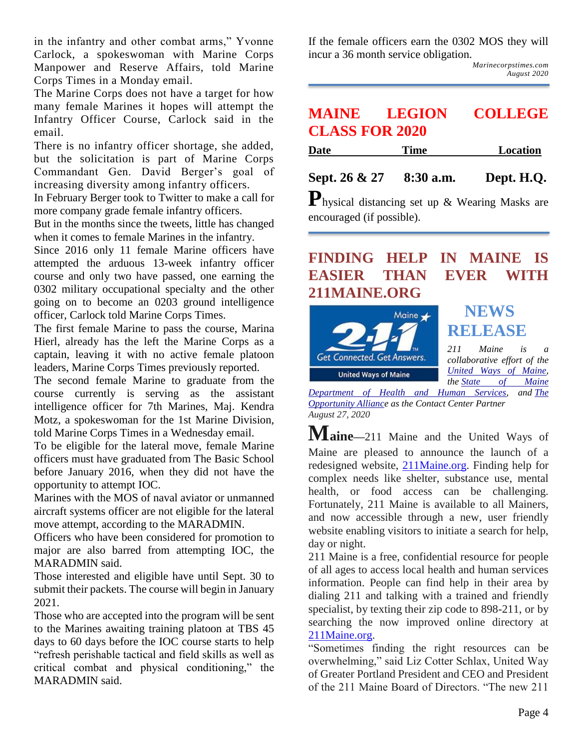in the infantry and other combat arms," Yvonne Carlock, a spokeswoman with Marine Corps Manpower and Reserve Affairs, told Marine Corps Times in a Monday email.

The Marine Corps does not have a target for how many female Marines it hopes will attempt the Infantry Officer Course, Carlock said in the email.

There is no infantry officer shortage, she added, but the solicitation is part of Marine Corps Commandant Gen. David Berger's goal of increasing diversity among infantry officers.

In February Berger took to Twitter to make a call for more company grade female infantry officers.

But in the months since the tweets, little has changed when it comes to female Marines in the infantry.

Since 2016 only 11 female Marine officers have attempted the arduous 13-week infantry officer course and only two have passed, one earning the 0302 military occupational specialty and the other going on to become an 0203 ground intelligence officer, Carlock told Marine Corps Times.

The first female Marine to pass the course, Marina Hierl, already has the left the Marine Corps as a captain, leaving it with no active female platoon leaders, Marine Corps Times previously reported.

The second female Marine to graduate from the course currently is serving as the assistant intelligence officer for 7th Marines, Maj. Kendra Motz, a spokeswoman for the 1st Marine Division, told Marine Corps Times in a Wednesday email.

To be eligible for the lateral move, female Marine officers must have graduated from The Basic School before January 2016, when they did not have the opportunity to attempt IOC.

Marines with the MOS of naval aviator or unmanned aircraft systems officer are not eligible for the lateral move attempt, according to the MARADMIN.

Officers who have been considered for promotion to major are also barred from attempting IOC, the MARADMIN said.

Those interested and eligible have until Sept. 30 to submit their packets. The course will begin in January 2021.

Those who are accepted into the program will be sent to the Marines awaiting training platoon at TBS 45 days to 60 days before the IOC course starts to help "refresh perishable tactical and field skills as well as critical combat and physical conditioning," the MARADMIN said.

If the female officers earn the 0302 MOS they will incur a 36 month service obligation.

*Marinecorpstimes.com*
*August 2020*

## MAINE LEGION COLLEGE CLASS FOR 2020

| Date | Time | Location |
|---|---|---|
| **Sept. 26 & 27** | **8:30 a.m.** | **Dept. H.Q.** |

Physical distancing set up & Wearing Masks are encouraged (if possible).

## FINDING HELP IN MAINE IS EASIER THAN EVER WITH 211MAINE.ORG

### NEWS RELEASE

*211 Maine is a collaborative effort of the United Ways of Maine, the State of Maine Department of Health and Human Services, and The Opportunity Alliance as the Contact Center Partner*
*August 27, 2020*

**Maine**—211 Maine and the United Ways of Maine are pleased to announce the launch of a redesigned website, 211Maine.org. Finding help for complex needs like shelter, substance use, mental health, or food access can be challenging. Fortunately, 211 Maine is available to all Mainers, and now accessible through a new, user friendly website enabling visitors to initiate a search for help, day or night.

211 Maine is a free, confidential resource for people of all ages to access local health and human services information. People can find help in their area by dialing 211 and talking with a trained and friendly specialist, by texting their zip code to 898-211, or by searching the now improved online directory at 211Maine.org.

"Sometimes finding the right resources can be overwhelming," said Liz Cotter Schlax, United Way of Greater Portland President and CEO and President of the 211 Maine Board of Directors. "The new 211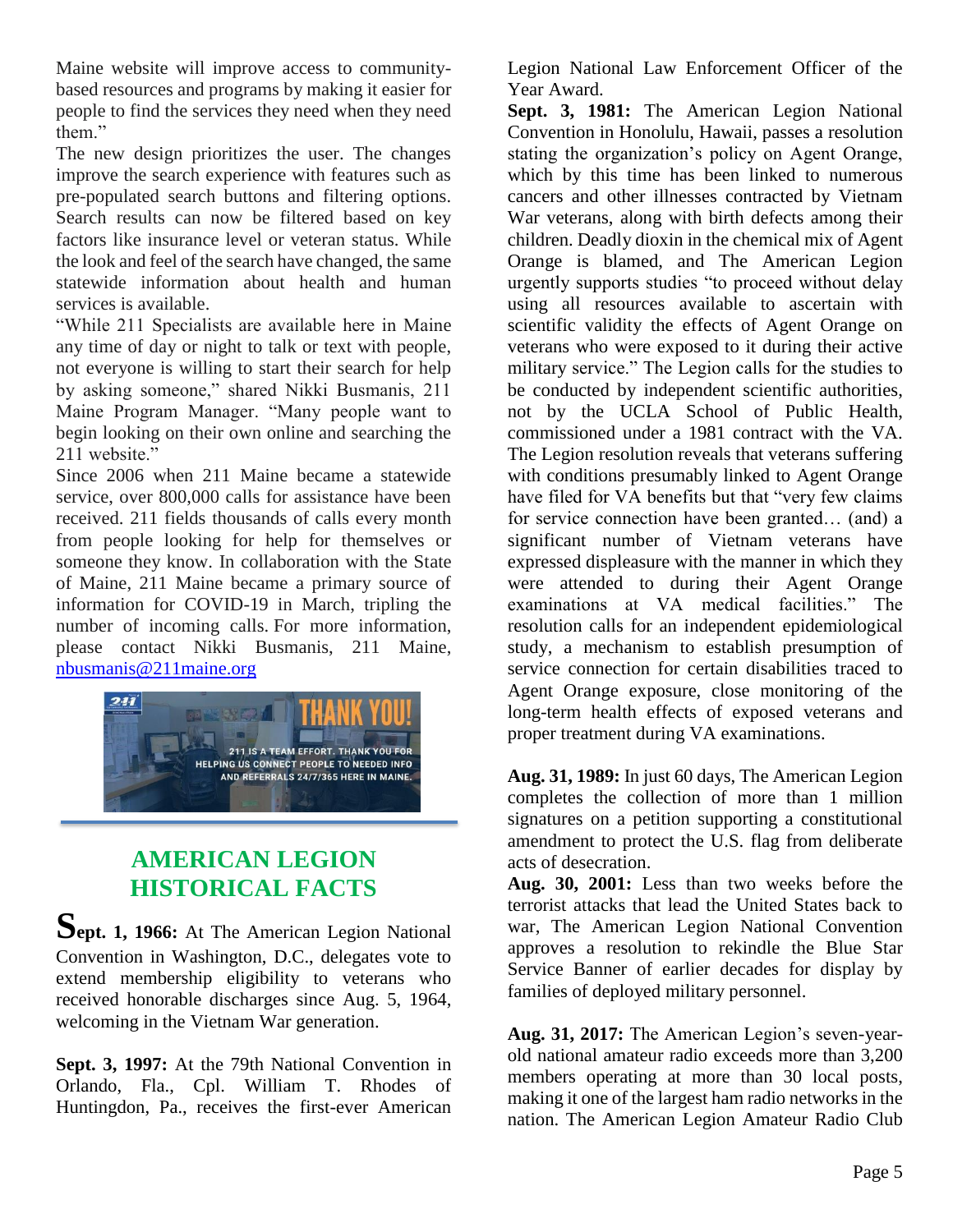Maine website will improve access to community-based resources and programs by making it easier for people to find the services they need when they need them."

The new design prioritizes the user. The changes improve the search experience with features such as pre-populated search buttons and filtering options. Search results can now be filtered based on key factors like insurance level or veteran status. While the look and feel of the search have changed, the same statewide information about health and human services is available.

"While 211 Specialists are available here in Maine any time of day or night to talk or text with people, not everyone is willing to start their search for help by asking someone," shared Nikki Busmanis, 211 Maine Program Manager. "Many people want to begin looking on their own online and searching the 211 website."

Since 2006 when 211 Maine became a statewide service, over 800,000 calls for assistance have been received. 211 fields thousands of calls every month from people looking for help for themselves or someone they know. In collaboration with the State of Maine, 211 Maine became a primary source of information for COVID-19 in March, tripling the number of incoming calls. For more information, please contact Nikki Busmanis, 211 Maine, nbusmanis@211maine.org

## AMERICAN LEGION HISTORICAL FACTS

**Sept. 1, 1966:** At The American Legion National Convention in Washington, D.C., delegates vote to extend membership eligibility to veterans who received honorable discharges since Aug. 5, 1964, welcoming in the Vietnam War generation.

**Sept. 3, 1997:** At the 79th National Convention in Orlando, Fla., Cpl. William T. Rhodes of Huntingdon, Pa., receives the first-ever American Legion National Law Enforcement Officer of the Year Award.

**Sept. 3, 1981:** The American Legion National Convention in Honolulu, Hawaii, passes a resolution stating the organization's policy on Agent Orange, which by this time has been linked to numerous cancers and other illnesses contracted by Vietnam War veterans, along with birth defects among their children. Deadly dioxin in the chemical mix of Agent Orange is blamed, and The American Legion urgently supports studies "to proceed without delay using all resources available to ascertain with scientific validity the effects of Agent Orange on veterans who were exposed to it during their active military service." The Legion calls for the studies to be conducted by independent scientific authorities, not by the UCLA School of Public Health, commissioned under a 1981 contract with the VA. The Legion resolution reveals that veterans suffering with conditions presumably linked to Agent Orange have filed for VA benefits but that "very few claims for service connection have been granted… (and) a significant number of Vietnam veterans have expressed displeasure with the manner in which they were attended to during their Agent Orange examinations at VA medical facilities." The resolution calls for an independent epidemiological study, a mechanism to establish presumption of service connection for certain disabilities traced to Agent Orange exposure, close monitoring of the long-term health effects of exposed veterans and proper treatment during VA examinations.

**Aug. 31, 1989:** In just 60 days, The American Legion completes the collection of more than 1 million signatures on a petition supporting a constitutional amendment to protect the U.S. flag from deliberate acts of desecration.

**Aug. 30, 2001:** Less than two weeks before the terrorist attacks that lead the United States back to war, The American Legion National Convention approves a resolution to rekindle the Blue Star Service Banner of earlier decades for display by families of deployed military personnel.

**Aug. 31, 2017:** The American Legion's seven-year-old national amateur radio exceeds more than 3,200 members operating at more than 30 local posts, making it one of the largest ham radio networks in the nation. The American Legion Amateur Radio Club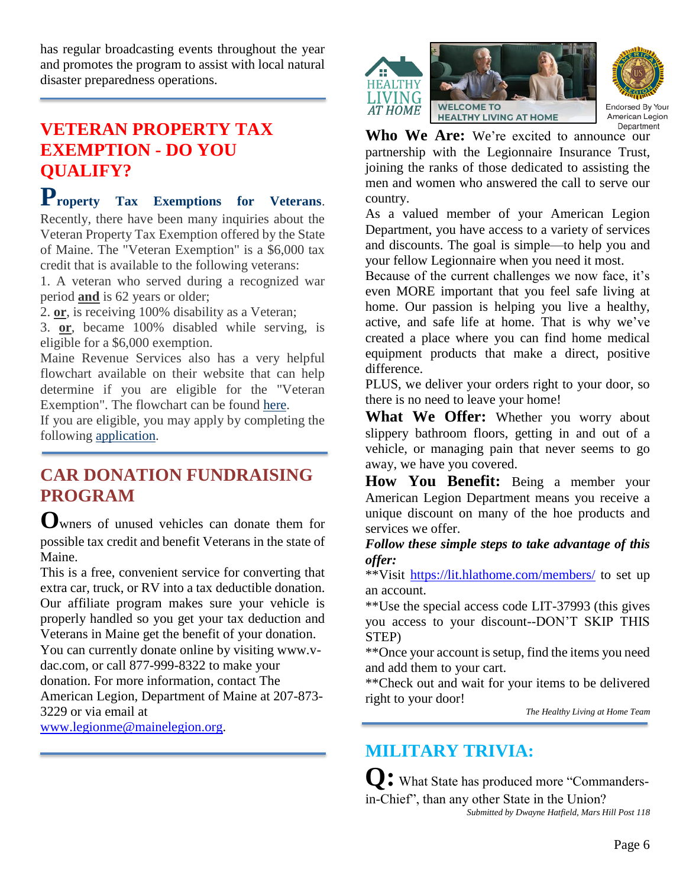has regular broadcasting events throughout the year and promotes the program to assist with local natural disaster preparedness operations.

## VETERAN PROPERTY TAX EXEMPTION - DO YOU QUALIFY?

**Property Tax Exemptions for Veterans**. Recently, there have been many inquiries about the Veteran Property Tax Exemption offered by the State of Maine. The "Veteran Exemption" is a $6,000 tax credit that is available to the following veterans:

1. A veteran who served during a recognized war period **and** is 62 years or older;
2. **or**, is receiving 100% disability as a Veteran;
3. **or**, became 100% disabled while serving, is eligible for a $6,000 exemption.

Maine Revenue Services also has a very helpful flowchart available on their website that can help determine if you are eligible for the "Veteran Exemption". The flowchart can be found here.

If you are eligible, you may apply by completing the following application.

## CAR DONATION FUNDRAISING PROGRAM

Owners of unused vehicles can donate them for possible tax credit and benefit Veterans in the state of Maine.

This is a free, convenient service for converting that extra car, truck, or RV into a tax deductible donation. Our affiliate program makes sure your vehicle is properly handled so you get your tax deduction and Veterans in Maine get the benefit of your donation. You can currently donate online by visiting www.v-dac.com, or call 877-999-8322 to make your donation. For more information, contact The American Legion, Department of Maine at 207-873-3229 or via email at www.legionme@mainelegion.org.

HEALTHY LIVING AT HOME

WELCOME TO HEALTHY LIVING AT HOME

Endorsed By Your American Legion Department

**Who We Are:** We're excited to announce our partnership with the Legionnaire Insurance Trust, joining the ranks of those dedicated to assisting the men and women who answered the call to serve our country.

As a valued member of your American Legion Department, you have access to a variety of services and discounts. The goal is simple—to help you and your fellow Legionnaire when you need it most.

Because of the current challenges we now face, it's even MORE important that you feel safe living at home. Our passion is helping you live a healthy, active, and safe life at home. That is why we've created a place where you can find home medical equipment products that make a direct, positive difference.

PLUS, we deliver your orders right to your door, so there is no need to leave your home!

**What We Offer:** Whether you worry about slippery bathroom floors, getting in and out of a vehicle, or managing pain that never seems to go away, we have you covered.

**How You Benefit:** Being a member your American Legion Department means you receive a unique discount on many of the hoe products and services we offer.

***Follow these simple steps to take advantage of this offer:***

**Visit https://lit.hlathome.com/members/ to set up an account.

**Use the special access code LIT-37993 (this gives you access to your discount--DON'T SKIP THIS STEP)

**Once your account is setup, find the items you need and add them to your cart.

**Check out and wait for your items to be delivered right to your door!

*The Healthy Living at Home Team*

## MILITARY TRIVIA:

**Q:** What State has produced more "Commanders-in-Chief", than any other State in the Union?

*Submitted by Dwayne Hatfield, Mars Hill Post 118*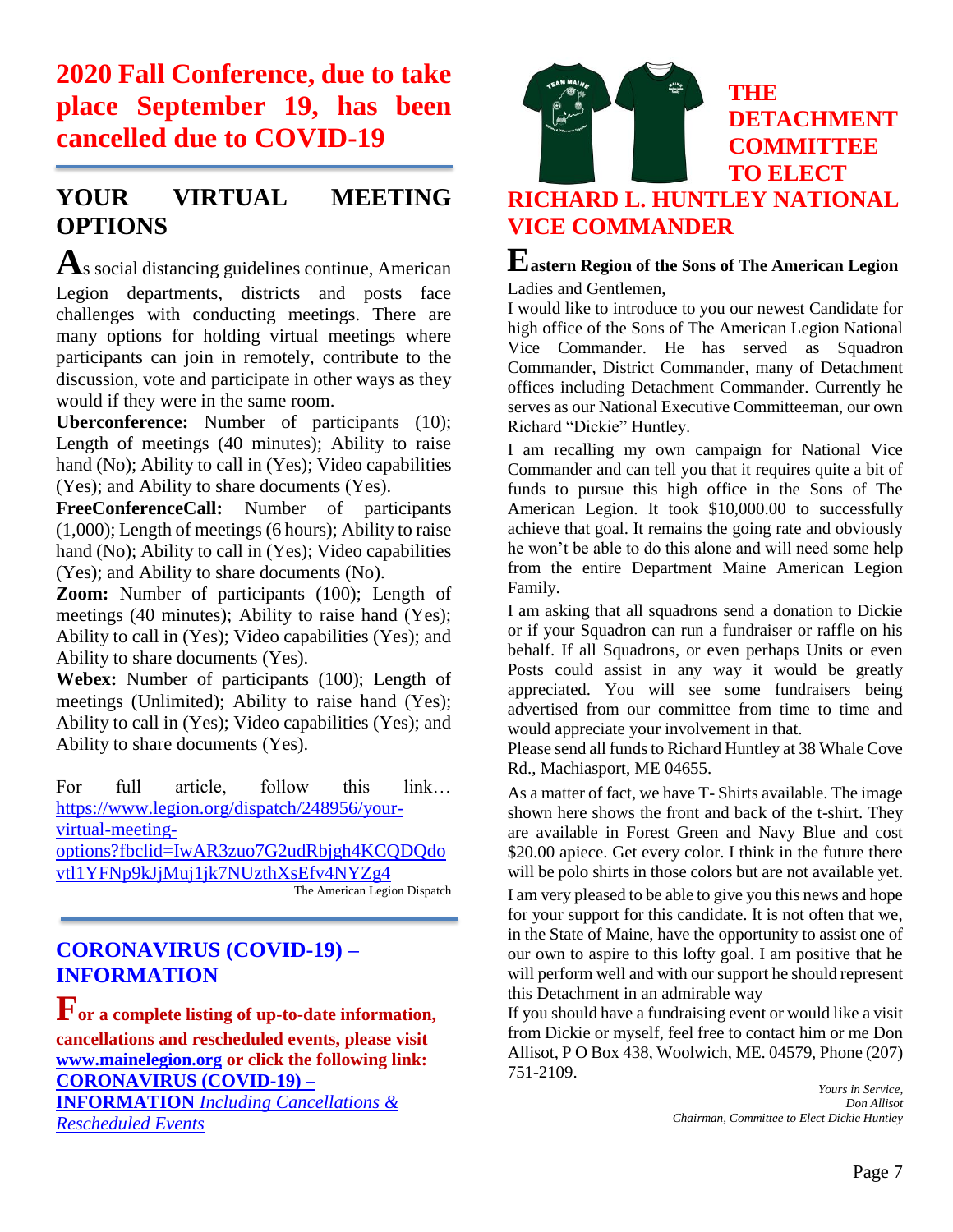# 2020 Fall Conference, due to take place September 19, has been cancelled due to COVID-19

## YOUR VIRTUAL MEETING OPTIONS

As social distancing guidelines continue, American Legion departments, districts and posts face challenges with conducting meetings. There are many options for holding virtual meetings where participants can join in remotely, contribute to the discussion, vote and participate in other ways as they would if they were in the same room.

**Uberconference:** Number of participants (10); Length of meetings (40 minutes); Ability to raise hand (No); Ability to call in (Yes); Video capabilities (Yes); and Ability to share documents (Yes).

**FreeConferenceCall:** Number of participants (1,000); Length of meetings (6 hours); Ability to raise hand (No); Ability to call in (Yes); Video capabilities (Yes); and Ability to share documents (No).

**Zoom:** Number of participants (100); Length of meetings (40 minutes); Ability to raise hand (Yes); Ability to call in (Yes); Video capabilities (Yes); and Ability to share documents (Yes).

**Webex:** Number of participants (100); Length of meetings (Unlimited); Ability to raise hand (Yes); Ability to call in (Yes); Video capabilities (Yes); and Ability to share documents (Yes).

For full article, follow this link… [https://www.legion.org/dispatch/248956/your-virtual-meeting-options?fbclid=IwAR3zuo7G2udRbjgh4KCQDQdovtl1YFNp9kJjMuj1jk7NUzthXsEfv4NYZg4](https://www.legion.org/dispatch/248956/your-virtual-meeting-options?fbclid=IwAR3zuo7G2udRbjgh4KCQDQdovtl1YFNp9kJjMuj1jk7NUzthXsEfv4NYZg4)

The American Legion Dispatch

## CORONAVIRUS (COVID-19) – INFORMATION

**For a complete listing of up-to-date information, cancellations and rescheduled events, please visit [www.mainelegion.org](http://www.mainelegion.org) or click the following link: [CORONAVIRUS (COVID-19) – INFORMATION *Including Cancellations & Rescheduled Events*]()**

## THE DETACHMENT COMMITTEE TO ELECT RICHARD L. HUNTLEY NATIONAL VICE COMMANDER

**Eastern Region of the Sons of The American Legion**

Ladies and Gentlemen,

I would like to introduce to you our newest Candidate for high office of the Sons of The American Legion National Vice Commander. He has served as Squadron Commander, District Commander, many of Detachment offices including Detachment Commander. Currently he serves as our National Executive Committeeman, our own Richard "Dickie" Huntley.

I am recalling my own campaign for National Vice Commander and can tell you that it requires quite a bit of funds to pursue this high office in the Sons of The American Legion. It took $10,000.00 to successfully achieve that goal. It remains the going rate and obviously he won't be able to do this alone and will need some help from the entire Department Maine American Legion Family.

I am asking that all squadrons send a donation to Dickie or if your Squadron can run a fundraiser or raffle on his behalf. If all Squadrons, or even perhaps Units or even Posts could assist in any way it would be greatly appreciated. You will see some fundraisers being advertised from our committee from time to time and would appreciate your involvement in that.

Please send all funds to Richard Huntley at 38 Whale Cove Rd., Machiasport, ME 04655.

As a matter of fact, we have T- Shirts available. The image shown here shows the front and back of the t-shirt. They are available in Forest Green and Navy Blue and cost $20.00 apiece. Get every color. I think in the future there will be polo shirts in those colors but are not available yet.

I am very pleased to be able to give you this news and hope for your support for this candidate. It is not often that we, in the State of Maine, have the opportunity to assist one of our own to aspire to this lofty goal. I am positive that he will perform well and with our support he should represent this Detachment in an admirable way

If you should have a fundraising event or would like a visit from Dickie or myself, feel free to contact him or me Don Allisot, P O Box 438, Woolwich, ME. 04579, Phone (207) 751-2109.

*Yours in Service,*
*Don Allisot*
*Chairman, Committee to Elect Dickie Huntley*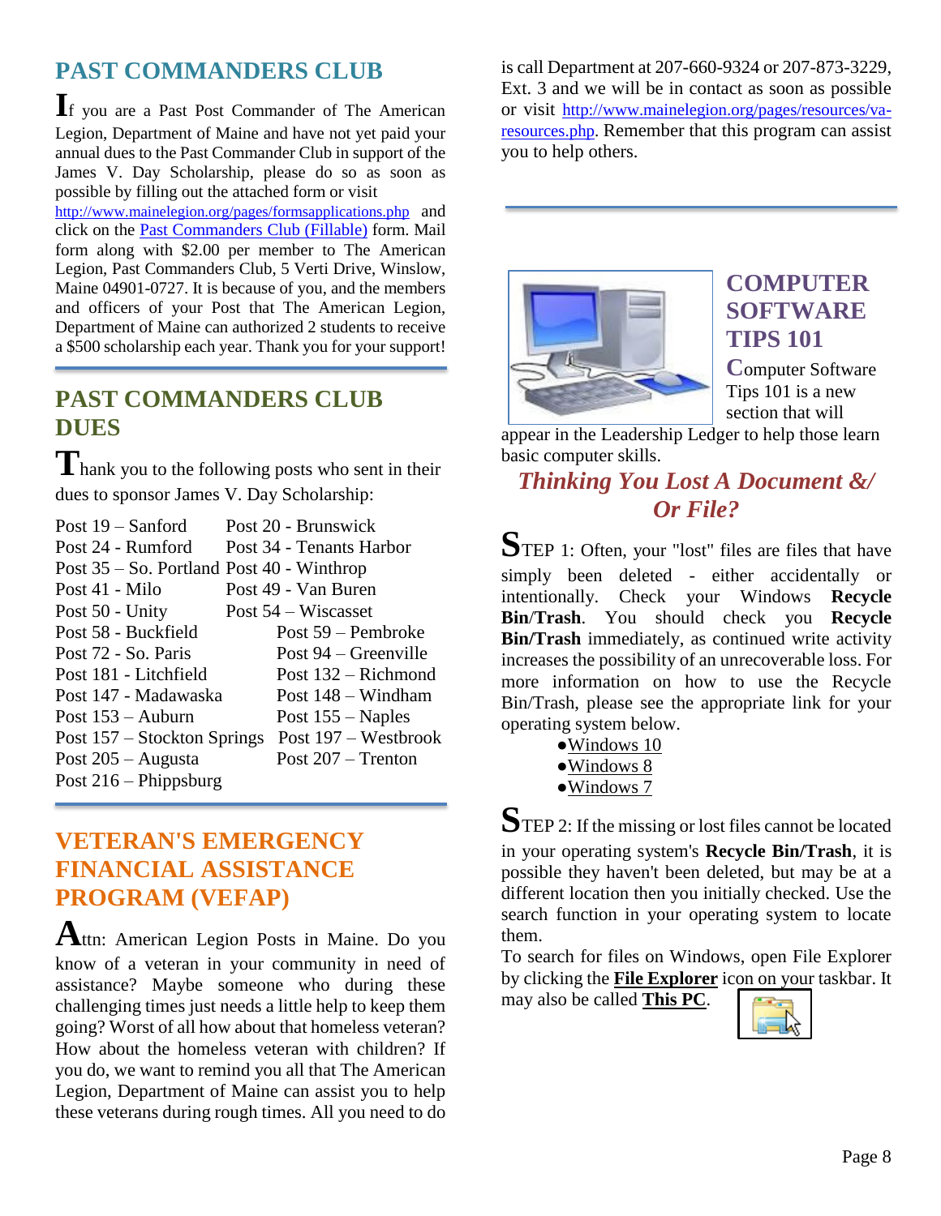## PAST COMMANDERS CLUB

If you are a Past Post Commander of The American Legion, Department of Maine and have not yet paid your annual dues to the Past Commander Club in support of the James V. Day Scholarship, please do so as soon as possible by filling out the attached form or visit http://www.mainelegion.org/pages/formsapplications.php and click on the Past Commanders Club (Fillable) form. Mail form along with $2.00 per member to The American Legion, Past Commanders Club, 5 Verti Drive, Winslow, Maine 04901-0727. It is because of you, and the members and officers of your Post that The American Legion, Department of Maine can authorized 2 students to receive a $500 scholarship each year. Thank you for your support!

## PAST COMMANDERS CLUB DUES

Thank you to the following posts who sent in their dues to sponsor James V. Day Scholarship:

| | |
|---|---|
| Post 19 – Sanford | Post 20 - Brunswick |
| Post 24 - Rumford | Post 34 - Tenants Harbor |
| Post 35 – So. Portland | Post 40 - Winthrop |
| Post 41 - Milo | Post 49 - Van Buren |
| Post 50 - Unity | Post 54 – Wiscasset |
| Post 58 - Buckfield | Post 59 – Pembroke |
| Post 72 - So. Paris | Post 94 – Greenville |
| Post 181 - Litchfield | Post 132 – Richmond |
| Post 147 - Madawaska | Post 148 – Windham |
| Post 153 – Auburn | Post 155 – Naples |
| Post 157 – Stockton Springs | Post 197 – Westbrook |
| Post 205 – Augusta | Post 207 – Trenton |
| Post 216 – Phippsburg | |

## VETERAN'S EMERGENCY FINANCIAL ASSISTANCE PROGRAM (VEFAP)

Attn: American Legion Posts in Maine. Do you know of a veteran in your community in need of assistance? Maybe someone who during these challenging times just needs a little help to keep them going? Worst of all how about that homeless veteran? How about the homeless veteran with children? If you do, we want to remind you all that The American Legion, Department of Maine can assist you to help these veterans during rough times. All you need to do is call Department at 207-660-9324 or 207-873-3229, Ext. 3 and we will be in contact as soon as possible or visit http://www.mainelegion.org/pages/resources/va-resources.php. Remember that this program can assist you to help others.

## COMPUTER SOFTWARE TIPS 101

Computer Software Tips 101 is a new section that will appear in the Leadership Ledger to help those learn basic computer skills.

### *Thinking You Lost A Document &/ Or File?*

STEP 1: Often, your "lost" files are files that have simply been deleted - either accidentally or intentionally. Check your Windows **Recycle Bin**/**Trash**. You should check you **Recycle Bin/Trash** immediately, as continued write activity increases the possibility of an unrecoverable loss. For more information on how to use the Recycle Bin/Trash, please see the appropriate link for your operating system below.

- Windows 10
- Windows 8
- Windows 7

STEP 2: If the missing or lost files cannot be located in your operating system's **Recycle Bin/Trash**, it is possible they haven't been deleted, but may be at a different location then you initially checked. Use the search function in your operating system to locate them.

To search for files on Windows, open File Explorer by clicking the **File Explorer** icon on your taskbar. It may also be called **This PC**.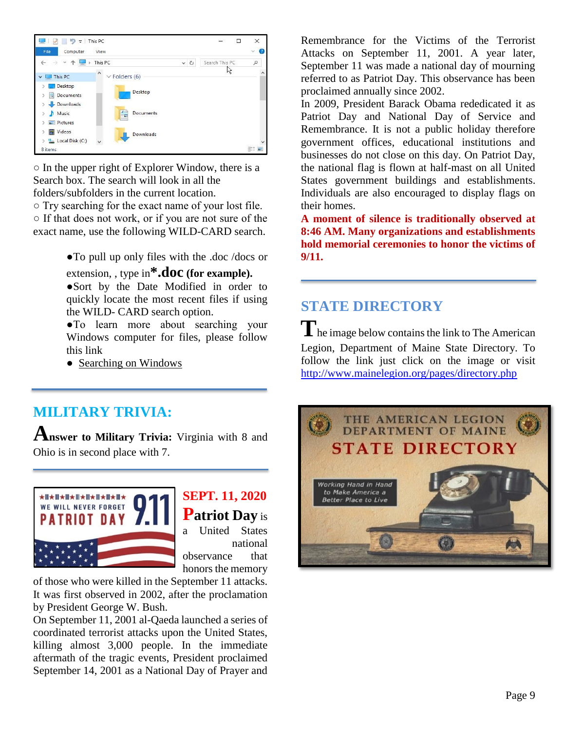○ In the upper right of Explorer Window, there is a Search box. The search will look in all the folders/subfolders in the current location.

○ Try searching for the exact name of your lost file.

○ If that does not work, or if you are not sure of the exact name, use the following WILD-CARD search.

- To pull up only files with the .doc /docs or extension, , type in ***.doc (for example).**
- Sort by the Date Modified in order to quickly locate the most recent files if using the WILD- CARD search option.
- To learn more about searching your Windows computer for files, please follow this link
- Searching on Windows

## MILITARY TRIVIA:

**Answer to Military Trivia:** Virginia with 8 and Ohio is in second place with 7.

## SEPT. 11, 2020

**Patriot Day** is a United States national observance that honors the memory of those who were killed in the September 11 attacks. It was first observed in 2002, after the proclamation by President George W. Bush.

On September 11, 2001 al-Qaeda launched a series of coordinated terrorist attacks upon the United States, killing almost 3,000 people. In the immediate aftermath of the tragic events, President proclaimed September 14, 2001 as a National Day of Prayer and Remembrance for the Victims of the Terrorist Attacks on September 11, 2001. A year later, September 11 was made a national day of mourning referred to as Patriot Day. This observance has been proclaimed annually since 2002.

In 2009, President Barack Obama rededicated it as Patriot Day and National Day of Service and Remembrance. It is not a public holiday therefore government offices, educational institutions and businesses do not close on this day. On Patriot Day, the national flag is flown at half-mast on all United States government buildings and establishments. Individuals are also encouraged to display flags on their homes.

**A moment of silence is traditionally observed at 8:46 AM. Many organizations and establishments hold memorial ceremonies to honor the victims of 9/11.**

## STATE DIRECTORY

The image below contains the link to The American Legion, Department of Maine State Directory. To follow the link just click on the image or visit http://www.mainelegion.org/pages/directory.php